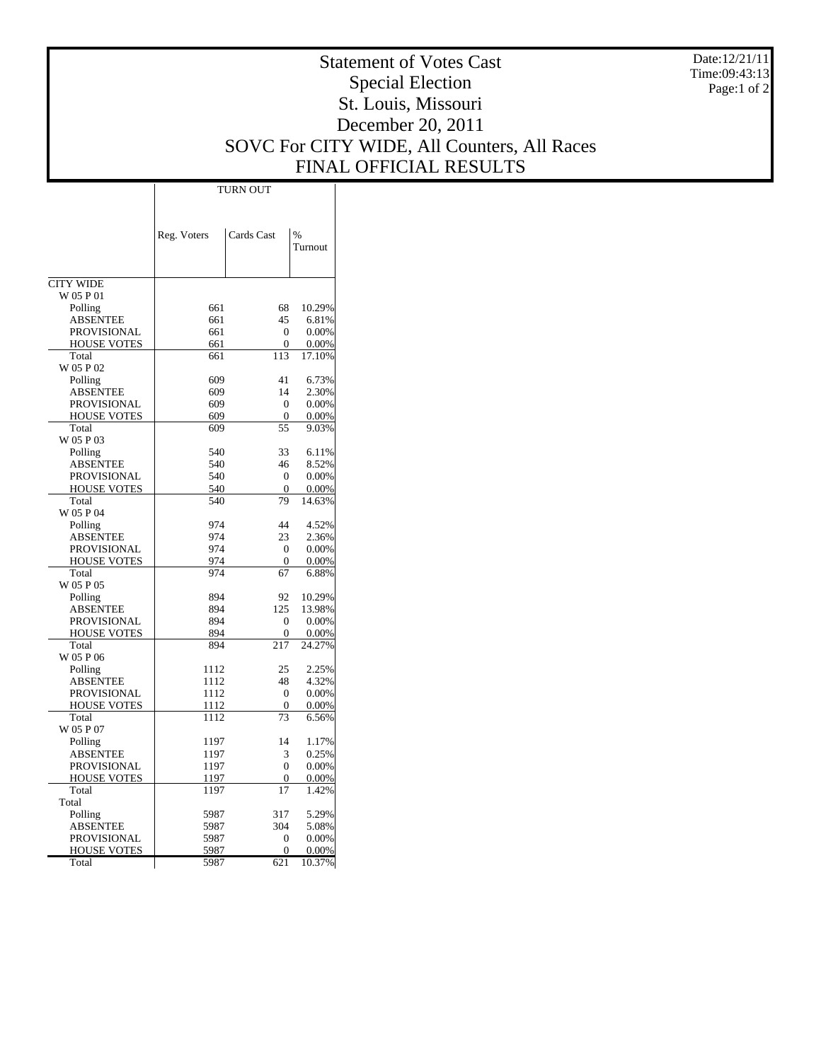# Statement of Votes Cast
## Special Election
## St. Louis, Missouri
## December 20, 2011
## SOVC For CITY WIDE, All Counters, All Races
## FINAL OFFICIAL RESULTS

Date:12/21/11
Time:09:43:13

| | TURN OUT | | |
|---|---|---|---|
| | Reg. Voters | Cards Cast | % Turnout |
| CITY WIDE | | | |
| W 05 P 01 | | | |
| Polling | 661 | 68 | 10.29% |
| ABSENTEE | 661 | 45 | 6.81% |
| PROVISIONAL | 661 | 0 | 0.00% |
| HOUSE VOTES | 661 | 0 | 0.00% |
| Total | 661 | 113 | 17.10% |
| W 05 P 02 | | | |
| Polling | 609 | 41 | 6.73% |
| ABSENTEE | 609 | 14 | 2.30% |
| PROVISIONAL | 609 | 0 | 0.00% |
| HOUSE VOTES | 609 | 0 | 0.00% |
| Total | 609 | 55 | 9.03% |
| W 05 P 03 | | | |
| Polling | 540 | 33 | 6.11% |
| ABSENTEE | 540 | 46 | 8.52% |
| PROVISIONAL | 540 | 0 | 0.00% |
| HOUSE VOTES | 540 | 0 | 0.00% |
| Total | 540 | 79 | 14.63% |
| W 05 P 04 | | | |
| Polling | 974 | 44 | 4.52% |
| ABSENTEE | 974 | 23 | 2.36% |
| PROVISIONAL | 974 | 0 | 0.00% |
| HOUSE VOTES | 974 | 0 | 0.00% |
| Total | 974 | 67 | 6.88% |
| W 05 P 05 | | | |
| Polling | 894 | 92 | 10.29% |
| ABSENTEE | 894 | 125 | 13.98% |
| PROVISIONAL | 894 | 0 | 0.00% |
| HOUSE VOTES | 894 | 0 | 0.00% |
| Total | 894 | 217 | 24.27% |
| W 05 P 06 | | | |
| Polling | 1112 | 25 | 2.25% |
| ABSENTEE | 1112 | 48 | 4.32% |
| PROVISIONAL | 1112 | 0 | 0.00% |
| HOUSE VOTES | 1112 | 0 | 0.00% |
| Total | 1112 | 73 | 6.56% |
| W 05 P 07 | | | |
| Polling | 1197 | 14 | 1.17% |
| ABSENTEE | 1197 | 3 | 0.25% |
| PROVISIONAL | 1197 | 0 | 0.00% |
| HOUSE VOTES | 1197 | 0 | 0.00% |
| Total | 1197 | 17 | 1.42% |
| Total | | | |
| Polling | 5987 | 317 | 5.29% |
| ABSENTEE | 5987 | 304 | 5.08% |
| PROVISIONAL | 5987 | 0 | 0.00% |
| HOUSE VOTES | 5987 | 0 | 0.00% |
| Total | 5987 | 621 | 10.37% |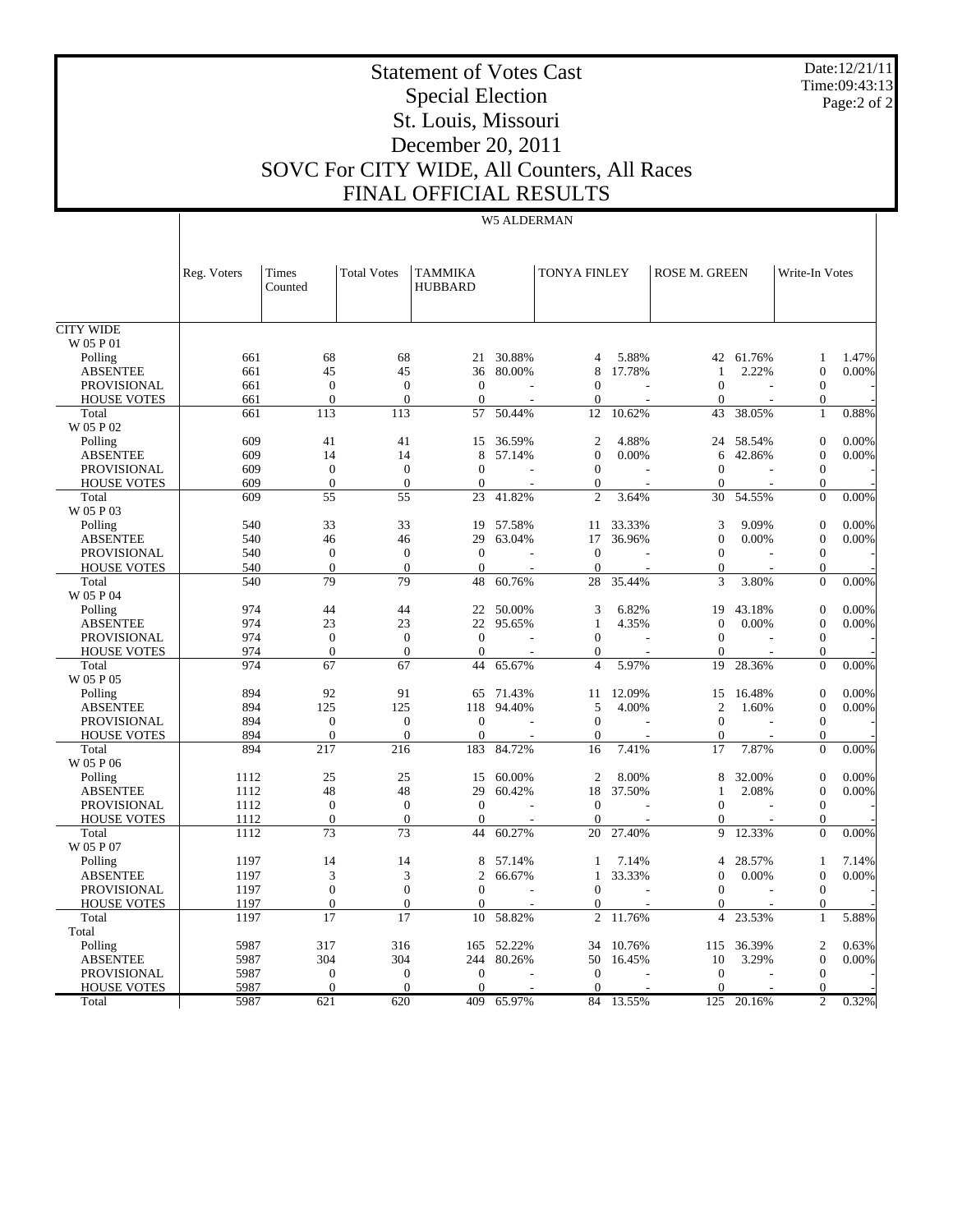# Statement of Votes Cast
## Special Election
## St. Louis, Missouri
## December 20, 2011
## SOVC For CITY WIDE, All Counters, All Races
## FINAL OFFICIAL RESULTS

Date:12/21/11
Time:09:43:13

| | | | | W5 ALDERMAN | | | | | | | |
|---|---|---|---|---|---|---|---|---|---|---|---|
| | Reg. Voters | Times Counted | Total Votes | TAMMIKA HUBBARD | | TONYA FINLEY | | ROSE M. GREEN | | Write-In Votes | |
| CITY WIDE | | | | | | | | | | | |
| W 05 P 01 | | | | | | | | | | | |
| Polling | 661 | 68 | 68 | 21 | 30.88% | 4 | 5.88% | 42 | 61.76% | 1 | 1.47% |
| ABSENTEE | 661 | 45 | 45 | 36 | 80.00% | 8 | 17.78% | 1 | 2.22% | 0 | 0.00% |
| PROVISIONAL | 661 | 0 | 0 | 0 | - | 0 | - | 0 | - | 0 | - |
| HOUSE VOTES | 661 | 0 | 0 | 0 | - | 0 | - | 0 | - | 0 | - |
| Total | 661 | 113 | 113 | 57 | 50.44% | 12 | 10.62% | 43 | 38.05% | 1 | 0.88% |
| W 05 P 02 | | | | | | | | | | | |
| Polling | 609 | 41 | 41 | 15 | 36.59% | 2 | 4.88% | 24 | 58.54% | 0 | 0.00% |
| ABSENTEE | 609 | 14 | 14 | 8 | 57.14% | 0 | 0.00% | 6 | 42.86% | 0 | 0.00% |
| PROVISIONAL | 609 | 0 | 0 | 0 | - | 0 | - | 0 | - | 0 | - |
| HOUSE VOTES | 609 | 0 | 0 | 0 | - | 0 | - | 0 | - | 0 | - |
| Total | 609 | 55 | 55 | 23 | 41.82% | 2 | 3.64% | 30 | 54.55% | 0 | 0.00% |
| W 05 P 03 | | | | | | | | | | | |
| Polling | 540 | 33 | 33 | 19 | 57.58% | 11 | 33.33% | 3 | 9.09% | 0 | 0.00% |
| ABSENTEE | 540 | 46 | 46 | 29 | 63.04% | 17 | 36.96% | 0 | 0.00% | 0 | 0.00% |
| PROVISIONAL | 540 | 0 | 0 | 0 | - | 0 | - | 0 | - | 0 | - |
| HOUSE VOTES | 540 | 0 | 0 | 0 | - | 0 | - | 0 | - | 0 | - |
| Total | 540 | 79 | 79 | 48 | 60.76% | 28 | 35.44% | 3 | 3.80% | 0 | 0.00% |
| W 05 P 04 | | | | | | | | | | | |
| Polling | 974 | 44 | 44 | 22 | 50.00% | 3 | 6.82% | 19 | 43.18% | 0 | 0.00% |
| ABSENTEE | 974 | 23 | 23 | 22 | 95.65% | 1 | 4.35% | 0 | 0.00% | 0 | 0.00% |
| PROVISIONAL | 974 | 0 | 0 | 0 | - | 0 | - | 0 | - | 0 | - |
| HOUSE VOTES | 974 | 0 | 0 | 0 | - | 0 | - | 0 | - | 0 | - |
| Total | 974 | 67 | 67 | 44 | 65.67% | 4 | 5.97% | 19 | 28.36% | 0 | 0.00% |
| W 05 P 05 | | | | | | | | | | | |
| Polling | 894 | 92 | 91 | 65 | 71.43% | 11 | 12.09% | 15 | 16.48% | 0 | 0.00% |
| ABSENTEE | 894 | 125 | 125 | 118 | 94.40% | 5 | 4.00% | 2 | 1.60% | 0 | 0.00% |
| PROVISIONAL | 894 | 0 | 0 | 0 | - | 0 | - | 0 | - | 0 | - |
| HOUSE VOTES | 894 | 0 | 0 | 0 | - | 0 | - | 0 | - | 0 | - |
| Total | 894 | 217 | 216 | 183 | 84.72% | 16 | 7.41% | 17 | 7.87% | 0 | 0.00% |
| W 05 P 06 | | | | | | | | | | | |
| Polling | 1112 | 25 | 25 | 15 | 60.00% | 2 | 8.00% | 8 | 32.00% | 0 | 0.00% |
| ABSENTEE | 1112 | 48 | 48 | 29 | 60.42% | 18 | 37.50% | 1 | 2.08% | 0 | 0.00% |
| PROVISIONAL | 1112 | 0 | 0 | 0 | - | 0 | - | 0 | - | 0 | - |
| HOUSE VOTES | 1112 | 0 | 0 | 0 | - | 0 | - | 0 | - | 0 | - |
| Total | 1112 | 73 | 73 | 44 | 60.27% | 20 | 27.40% | 9 | 12.33% | 0 | 0.00% |
| W 05 P 07 | | | | | | | | | | | |
| Polling | 1197 | 14 | 14 | 8 | 57.14% | 1 | 7.14% | 4 | 28.57% | 1 | 7.14% |
| ABSENTEE | 1197 | 3 | 3 | 2 | 66.67% | 1 | 33.33% | 0 | 0.00% | 0 | 0.00% |
| PROVISIONAL | 1197 | 0 | 0 | 0 | - | 0 | - | 0 | - | 0 | - |
| HOUSE VOTES | 1197 | 0 | 0 | 0 | - | 0 | - | 0 | - | 0 | - |
| Total | 1197 | 17 | 17 | 10 | 58.82% | 2 | 11.76% | 4 | 23.53% | 1 | 5.88% |
| Total | | | | | | | | | | | |
| Polling | 5987 | 317 | 316 | 165 | 52.22% | 34 | 10.76% | 115 | 36.39% | 2 | 0.63% |
| ABSENTEE | 5987 | 304 | 304 | 244 | 80.26% | 50 | 16.45% | 10 | 3.29% | 0 | 0.00% |
| PROVISIONAL | 5987 | 0 | 0 | 0 | - | 0 | - | 0 | - | 0 | - |
| HOUSE VOTES | 5987 | 0 | 0 | 0 | - | 0 | - | 0 | - | 0 | - |
| Total | 5987 | 621 | 620 | 409 | 65.97% | 84 | 13.55% | 125 | 20.16% | 2 | 0.32% |